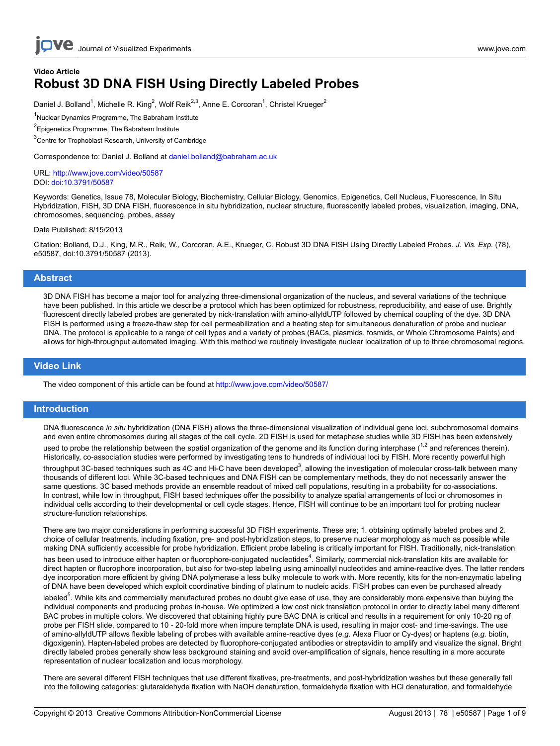Video Article

# Robust 3D DNA FISH Using Directly Labeled Probes

Daniel J. Bolland[1], Michelle R. King[2], Wolf Reik[2,3], Anne E. Corcoran[1], Christel Krueger[2]

[1]Nuclear Dynamics Programme, The Babraham Institute

[2]Epigenetics Programme, The Babraham Institute

[3]Centre for Trophoblast Research, University of Cambridge

Correspondence to: Daniel J. Bolland at daniel.bolland@babraham.ac.uk

URL: http://www.jove.com/video/50587
DOI: doi:10.3791/50587

Keywords: Genetics, Issue 78, Molecular Biology, Biochemistry, Cellular Biology, Genomics, Epigenetics, Cell Nucleus, Fluorescence, In Situ Hybridization, FISH, 3D DNA FISH, fluorescence in situ hybridization, nuclear structure, fluorescently labeled probes, visualization, imaging, DNA, chromosomes, sequencing, probes, assay

Date Published: 8/15/2013

Citation: Bolland, D.J., King, M.R., Reik, W., Corcoran, A.E., Krueger, C. Robust 3D DNA FISH Using Directly Labeled Probes. *J. Vis. Exp.* (78), e50587, doi:10.3791/50587 (2013).

## Abstract

3D DNA FISH has become a major tool for analyzing three-dimensional organization of the nucleus, and several variations of the technique have been published. In this article we describe a protocol which has been optimized for robustness, reproducibility, and ease of use. Brightly fluorescent directly labeled probes are generated by nick-translation with amino-allyldUTP followed by chemical coupling of the dye. 3D DNA FISH is performed using a freeze-thaw step for cell permeabilization and a heating step for simultaneous denaturation of probe and nuclear DNA. The protocol is applicable to a range of cell types and a variety of probes (BACs, plasmids, fosmids, or Whole Chromosome Paints) and allows for high-throughput automated imaging. With this method we routinely investigate nuclear localization of up to three chromosomal regions.

## Video Link

The video component of this article can be found at http://www.jove.com/video/50587/

## Introduction

DNA fluorescence *in situ* hybridization (DNA FISH) allows the three-dimensional visualization of individual gene loci, subchromosomal domains and even entire chromosomes during all stages of the cell cycle. 2D FISH is used for metaphase studies while 3D FISH has been extensively used to probe the relationship between the spatial organization of the genome and its function during interphase ([1,2] and references therein). Historically, co-association studies were performed by investigating tens to hundreds of individual loci by FISH. More recently powerful high throughput 3C-based techniques such as 4C and Hi-C have been developed[3], allowing the investigation of molecular cross-talk between many thousands of different loci. While 3C-based techniques and DNA FISH can be complementary methods, they do not necessarily answer the same questions. 3C based methods provide an ensemble readout of mixed cell populations, resulting in a probability for co-associations. In contrast, while low in throughput, FISH based techniques offer the possibility to analyze spatial arrangements of loci or chromosomes in individual cells according to their developmental or cell cycle stages. Hence, FISH will continue to be an important tool for probing nuclear structure-function relationships.

There are two major considerations in performing successful 3D FISH experiments. These are; 1. obtaining optimally labeled probes and 2. choice of cellular treatments, including fixation, pre- and post-hybridization steps, to preserve nuclear morphology as much as possible while making DNA sufficiently accessible for probe hybridization. Efficient probe labeling is critically important for FISH. Traditionally, nick-translation has been used to introduce either hapten or fluorophore-conjugated nucleotides[4]. Similarly, commercial nick-translation kits are available for direct hapten or fluorophore incorporation, but also for two-step labeling using aminoallyl nucleotides and amine-reactive dyes. The latter renders dye incorporation more efficient by giving DNA polymerase a less bulky molecule to work with. More recently, kits for the non-enzymatic labeling of DNA have been developed which exploit coordinative binding of platinum to nucleic acids. FISH probes can even be purchased already labeled[5]. While kits and commercially manufactured probes no doubt give ease of use, they are considerably more expensive than buying the individual components and producing probes in-house. We optimized a low cost nick translation protocol in order to directly label many different BAC probes in multiple colors. We discovered that obtaining highly pure BAC DNA is critical and results in a requirement for only 10-20 ng of probe per FISH slide, compared to 10 - 20-fold more when impure template DNA is used, resulting in major cost- and time-savings. The use of amino-allyldUTP allows flexible labeling of probes with available amine-reactive dyes (*e.g.* Alexa Fluor or Cy-dyes) or haptens (*e.g.* biotin, digoxigenin). Hapten-labeled probes are detected by fluorophore-conjugated antibodies or streptavidin to amplify and visualize the signal. Bright directly labeled probes generally show less background staining and avoid over-amplification of signals, hence resulting in a more accurate representation of nuclear localization and locus morphology.

There are several different FISH techniques that use different fixatives, pre-treatments, and post-hybridization washes but these generally fall into the following categories: glutaraldehyde fixation with NaOH denaturation, formaldehyde fixation with HCl denaturation, and formaldehyde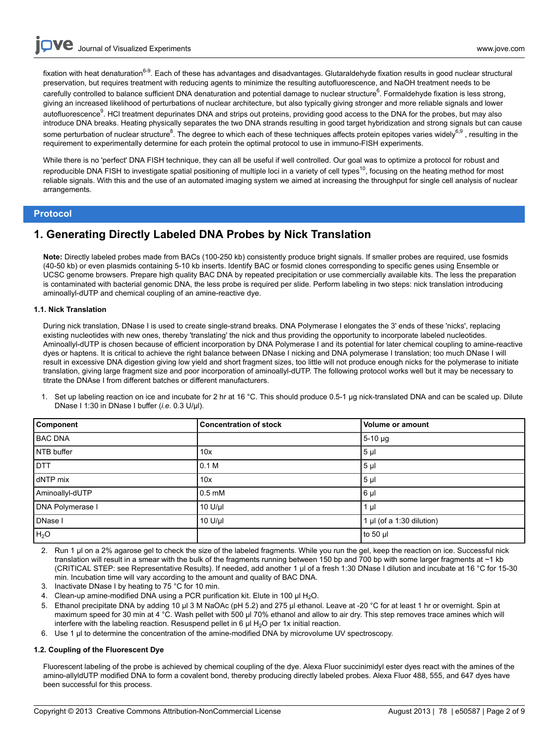fixation with heat denaturation[6-9]. Each of these has advantages and disadvantages. Glutaraldehyde fixation results in good nuclear structural preservation, but requires treatment with reducing agents to minimize the resulting autofluorescence, and NaOH treatment needs to be carefully controlled to balance sufficient DNA denaturation and potential damage to nuclear structure[6]. Formaldehyde fixation is less strong, giving an increased likelihood of perturbations of nuclear architecture, but also typically giving stronger and more reliable signals and lower autofluorescence[9]. HCl treatment depurinates DNA and strips out proteins, providing good access to the DNA for the probes, but may also introduce DNA breaks. Heating physically separates the two DNA strands resulting in good target hybridization and strong signals but can cause some perturbation of nuclear structure[8]. The degree to which each of these techniques affects protein epitopes varies widely[6,9], resulting in the requirement to experimentally determine for each protein the optimal protocol to use in immuno-FISH experiments.

While there is no 'perfect' DNA FISH technique, they can all be useful if well controlled. Our goal was to optimize a protocol for robust and reproducible DNA FISH to investigate spatial positioning of multiple loci in a variety of cell types[10], focusing on the heating method for most reliable signals. With this and the use of an automated imaging system we aimed at increasing the throughput for single cell analysis of nuclear arrangements.

## Protocol

## 1. Generating Directly Labeled DNA Probes by Nick Translation

**Note:** Directly labeled probes made from BACs (100-250 kb) consistently produce bright signals. If smaller probes are required, use fosmids (40-50 kb) or even plasmids containing 5-10 kb inserts. Identify BAC or fosmid clones corresponding to specific genes using Ensemble or UCSC genome browsers. Prepare high quality BAC DNA by repeated precipitation or use commercially available kits. The less the preparation is contaminated with bacterial genomic DNA, the less probe is required per slide. Perform labeling in two steps: nick translation introducing aminoallyl-dUTP and chemical coupling of an amine-reactive dye.

### 1.1. Nick Translation

During nick translation, DNase I is used to create single-strand breaks. DNA Polymerase I elongates the 3' ends of these 'nicks', replacing existing nucleotides with new ones, thereby 'translating' the nick and thus providing the opportunity to incorporate labeled nucleotides. Aminoallyl-dUTP is chosen because of efficient incorporation by DNA Polymerase I and its potential for later chemical coupling to amine-reactive dyes or haptens. It is critical to achieve the right balance between DNase I nicking and DNA polymerase I translation; too much DNase I will result in excessive DNA digestion giving low yield and short fragment sizes, too little will not produce enough nicks for the polymerase to initiate translation, giving large fragment size and poor incorporation of aminoallyl-dUTP. The following protocol works well but it may be necessary to titrate the DNAse I from different batches or different manufacturers.

1. Set up labeling reaction on ice and incubate for 2 hr at 16 °C. This should produce 0.5-1 µg nick-translated DNA and can be scaled up. Dilute DNase I 1:30 in DNase I buffer (*i.e.* 0.3 U/µl).

| Component | Concentration of stock | Volume or amount |
|---|---|---|
| BAC DNA | | 5-10 µg |
| NTB buffer | 10x | 5 µl |
| DTT | 0.1 M | 5 µl |
| dNTP mix | 10x | 5 µl |
| Aminoallyl-dUTP | 0.5 mM | 6 µl |
| DNA Polymerase I | 10 U/µl | 1 µl |
| DNase I | 10 U/µl | 1 µl (of a 1:30 dilution) |
| $H_2O$ | | to 50 µl |

2. Run 1 µl on a 2% agarose gel to check the size of the labeled fragments. While you run the gel, keep the reaction on ice. Successful nick translation will result in a smear with the bulk of the fragments running between 150 bp and 700 bp with some larger fragments at ~1 kb (CRITICAL STEP: see Representative Results). If needed, add another 1 µl of a fresh 1:30 DNase I dilution and incubate at 16 °C for 15-30 min. Incubation time will vary according to the amount and quality of BAC DNA.
3. Inactivate DNase I by heating to 75 °C for 10 min.
4. Clean-up amine-modified DNA using a PCR purification kit. Elute in 100 µl $H_2O$.
5. Ethanol precipitate DNA by adding 10 µl 3 M NaOAc (pH 5.2) and 275 µl ethanol. Leave at -20 °C for at least 1 hr or overnight. Spin at maximum speed for 30 min at 4 °C. Wash pellet with 500 µl 70% ethanol and allow to air dry. This step removes trace amines which will interfere with the labeling reaction. Resuspend pellet in 6 µl $H_2O$ per 1x initial reaction.
6. Use 1 µl to determine the concentration of the amine-modified DNA by microvolume UV spectroscopy.

### 1.2. Coupling of the Fluorescent Dye

Fluorescent labeling of the probe is achieved by chemical coupling of the dye. Alexa Fluor succinimidyl ester dyes react with the amines of the amino-allyldUTP modified DNA to form a covalent bond, thereby producing directly labeled probes. Alexa Fluor 488, 555, and 647 dyes have been successful for this process.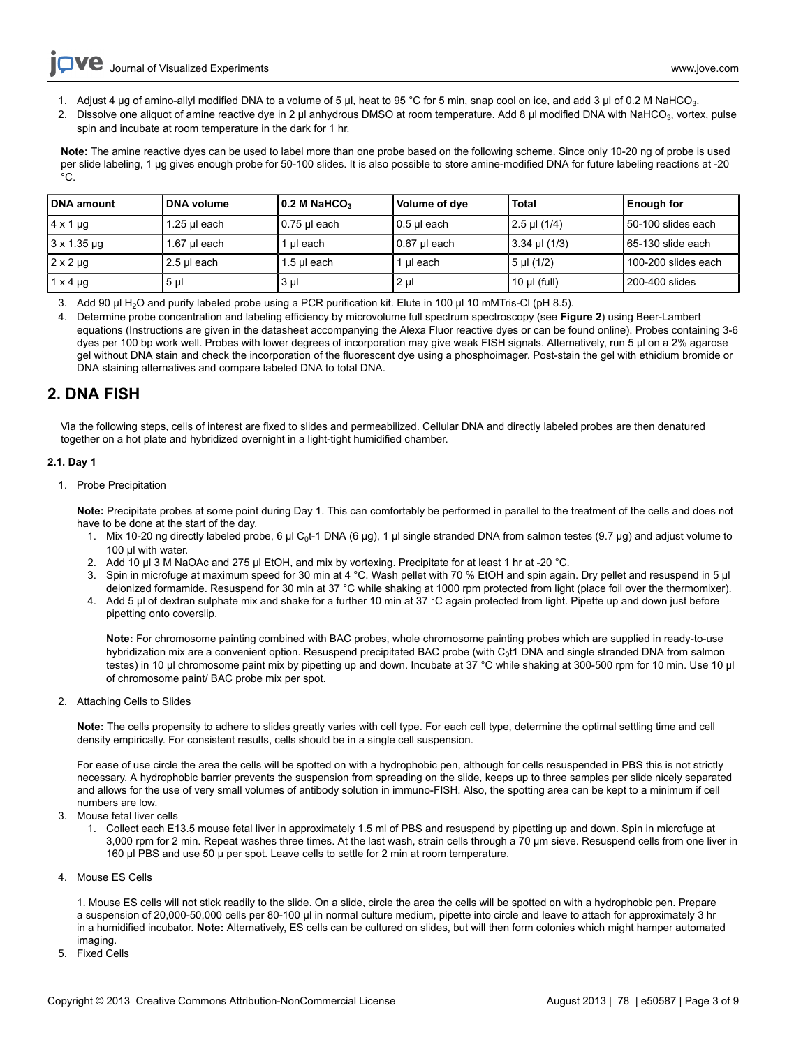1. Adjust 4 µg of amino-allyl modified DNA to a volume of 5 µl, heat to 95 °C for 5 min, snap cool on ice, and add 3 µl of 0.2 M $NaHCO_3$.
2. Dissolve one aliquot of amine reactive dye in 2 µl anhydrous DMSO at room temperature. Add 8 µl modified DNA with $NaHCO_3$, vortex, pulse spin and incubate at room temperature in the dark for 1 hr.

**Note:** The amine reactive dyes can be used to label more than one probe based on the following scheme. Since only 10-20 ng of probe is used per slide labeling, 1 µg gives enough probe for 50-100 slides. It is also possible to store amine-modified DNA for future labeling reactions at -20 °C.

| DNA amount | DNA volume | 0.2 M $NaHCO_3$ | Volume of dye | Total | Enough for |
|---|---|---|---|---|---|
| 4 x 1 µg | 1.25 µl each | 0.75 µl each | 0.5 µl each | 2.5 µl (1/4) | 50-100 slides each |
| 3 x 1.35 µg | 1.67 µl each | 1 µl each | 0.67 µl each | 3.34 µl (1/3) | 65-130 slide each |
| 2 x 2 µg | 2.5 µl each | 1.5 µl each | 1 µl each | 5 µl (1/2) | 100-200 slides each |
| 1 x 4 µg | 5 µl | 3 µl | 2 µl | 10 µl (full) | 200-400 slides |

3. Add 90 µl $H_2O$ and purify labeled probe using a PCR purification kit. Elute in 100 µl 10 mMTris-Cl (pH 8.5).
4. Determine probe concentration and labeling efficiency by microvolume full spectrum spectroscopy (see **Figure 2**) using Beer-Lambert equations (Instructions are given in the datasheet accompanying the Alexa Fluor reactive dyes or can be found online). Probes containing 3-6 dyes per 100 bp work well. Probes with lower degrees of incorporation may give weak FISH signals. Alternatively, run 5 µl on a 2% agarose gel without DNA stain and check the incorporation of the fluorescent dye using a phosphoimager. Post-stain the gel with ethidium bromide or DNA staining alternatives and compare labeled DNA to total DNA.

## 2. DNA FISH

Via the following steps, cells of interest are fixed to slides and permeabilized. Cellular DNA and directly labeled probes are then denatured together on a hot plate and hybridized overnight in a light-tight humidified chamber.

### 2.1. Day 1

1. Probe Precipitation

   **Note:** Precipitate probes at some point during Day 1. This can comfortably be performed in parallel to the treatment of the cells and does not have to be done at the start of the day.

   1. Mix 10-20 ng directly labeled probe, 6 µl $C_0$t-1 DNA (6 µg), 1 µl single stranded DNA from salmon testes (9.7 µg) and adjust volume to 100 µl with water.
   2. Add 10 µl 3 M NaOAc and 275 µl EtOH, and mix by vortexing. Precipitate for at least 1 hr at -20 °C.
   3. Spin in microfuge at maximum speed for 30 min at 4 °C. Wash pellet with 70 % EtOH and spin again. Dry pellet and resuspend in 5 µl deionized formamide. Resuspend for 30 min at 37 °C while shaking at 1000 rpm protected from light (place foil over the thermomixer).
   4. Add 5 µl of dextran sulphate mix and shake for a further 10 min at 37 °C again protected from light. Pipette up and down just before pipetting onto coverslip.

      **Note:** For chromosome painting combined with BAC probes, whole chromosome painting probes which are supplied in ready-to-use hybridization mix are a convenient option. Resuspend precipitated BAC probe (with $C_0$t1 DNA and single stranded DNA from salmon testes) in 10 µl chromosome paint mix by pipetting up and down. Incubate at 37 °C while shaking at 300-500 rpm for 10 min. Use 10 µl of chromosome paint/ BAC probe mix per spot.

2. Attaching Cells to Slides

   **Note:** The cells propensity to adhere to slides greatly varies with cell type. For each cell type, determine the optimal settling time and cell density empirically. For consistent results, cells should be in a single cell suspension.

   For ease of use circle the area the cells will be spotted on with a hydrophobic pen, although for cells resuspended in PBS this is not strictly necessary. A hydrophobic barrier prevents the suspension from spreading on the slide, keeps up to three samples per slide nicely separated and allows for the use of very small volumes of antibody solution in immuno-FISH. Also, the spotting area can be kept to a minimum if cell numbers are low.

3. Mouse fetal liver cells
   1. Collect each E13.5 mouse fetal liver in approximately 1.5 ml of PBS and resuspend by pipetting up and down. Spin in microfuge at 3,000 rpm for 2 min. Repeat washes three times. At the last wash, strain cells through a 70 µm sieve. Resuspend cells from one liver in 160 µl PBS and use 50 µ per spot. Leave cells to settle for 2 min at room temperature.

4. Mouse ES Cells

   1. Mouse ES cells will not stick readily to the slide. On a slide, circle the area the cells will be spotted on with a hydrophobic pen. Prepare a suspension of 20,000-50,000 cells per 80-100 µl in normal culture medium, pipette into circle and leave to attach for approximately 3 hr in a humidified incubator. **Note:** Alternatively, ES cells can be cultured on slides, but will then form colonies which might hamper automated imaging.

5. Fixed Cells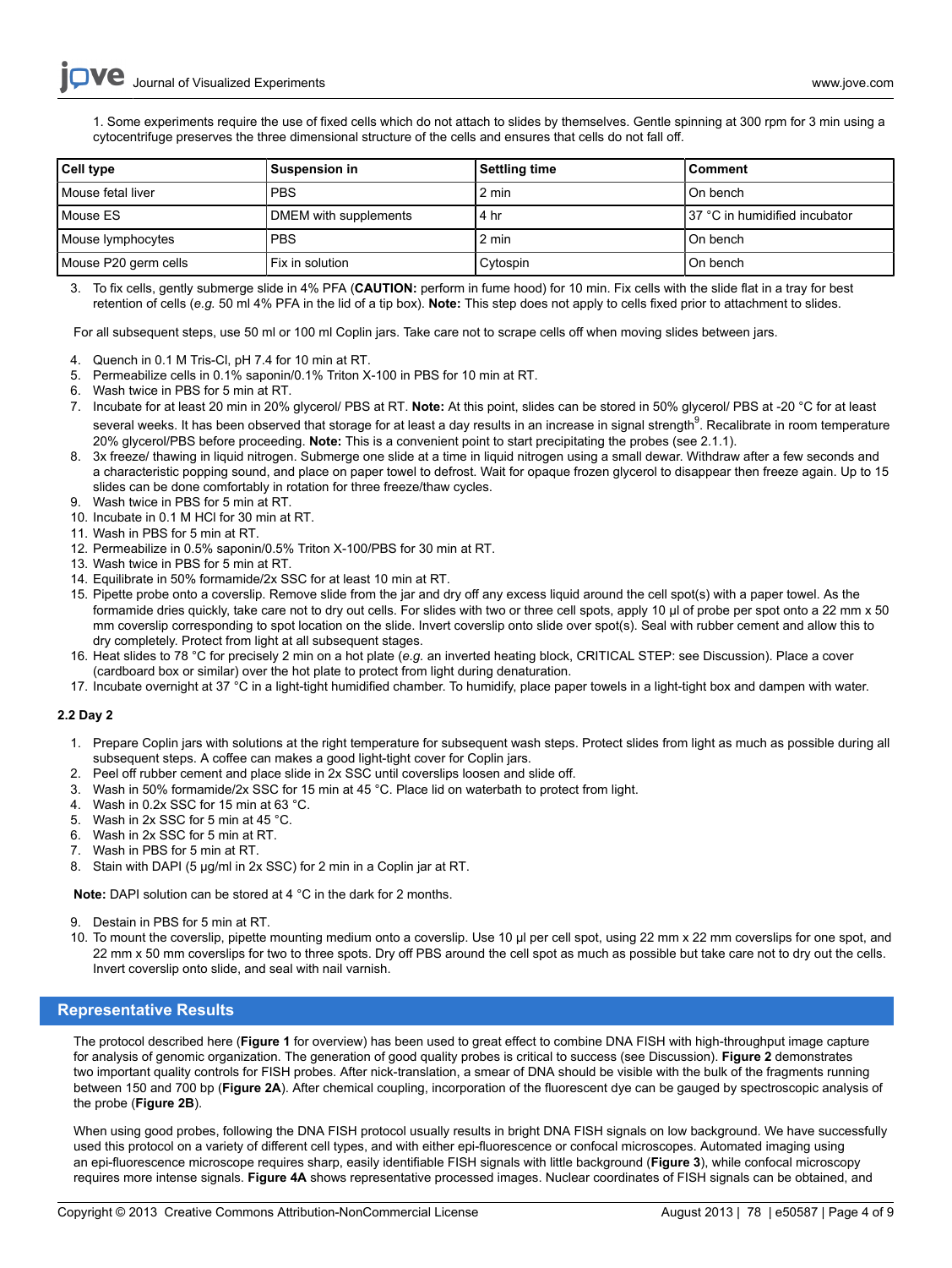1. Some experiments require the use of fixed cells which do not attach to slides by themselves. Gentle spinning at 300 rpm for 3 min using a cytocentrifuge preserves the three dimensional structure of the cells and ensures that cells do not fall off.

| Cell type | Suspension in | Settling time | Comment |
|---|---|---|---|
| Mouse fetal liver | PBS | 2 min | On bench |
| Mouse ES | DMEM with supplements | 4 hr | 37 °C in humidified incubator |
| Mouse lymphocytes | PBS | 2 min | On bench |
| Mouse P20 germ cells | Fix in solution | Cytospin | On bench |

3. To fix cells, gently submerge slide in 4% PFA (**CAUTION:** perform in fume hood) for 10 min. Fix cells with the slide flat in a tray for best retention of cells (*e.g.* 50 ml 4% PFA in the lid of a tip box). **Note:** This step does not apply to cells fixed prior to attachment to slides.

For all subsequent steps, use 50 ml or 100 ml Coplin jars. Take care not to scrape cells off when moving slides between jars.

4. Quench in 0.1 M Tris-Cl, pH 7.4 for 10 min at RT.
5. Permeabilize cells in 0.1% saponin/0.1% Triton X-100 in PBS for 10 min at RT.
6. Wash twice in PBS for 5 min at RT.
7. Incubate for at least 20 min in 20% glycerol/ PBS at RT. **Note:** At this point, slides can be stored in 50% glycerol/ PBS at -20 °C for at least several weeks. It has been observed that storage for at least a day results in an increase in signal strength[9]. Recalibrate in room temperature 20% glycerol/PBS before proceeding. **Note:** This is a convenient point to start precipitating the probes (see 2.1.1).
8. 3x freeze/ thawing in liquid nitrogen. Submerge one slide at a time in liquid nitrogen using a small dewar. Withdraw after a few seconds and a characteristic popping sound, and place on paper towel to defrost. Wait for opaque frozen glycerol to disappear then freeze again. Up to 15 slides can be done comfortably in rotation for three freeze/thaw cycles.
9. Wash twice in PBS for 5 min at RT.
10. Incubate in 0.1 M HCl for 30 min at RT.
11. Wash in PBS for 5 min at RT.
12. Permeabilize in 0.5% saponin/0.5% Triton X-100/PBS for 30 min at RT.
13. Wash twice in PBS for 5 min at RT.
14. Equilibrate in 50% formamide/2x SSC for at least 10 min at RT.
15. Pipette probe onto a coverslip. Remove slide from the jar and dry off any excess liquid around the cell spot(s) with a paper towel. As the formamide dries quickly, take care not to dry out cells. For slides with two or three cell spots, apply 10 µl of probe per spot onto a 22 mm x 50 mm coverslip corresponding to spot location on the slide. Invert coverslip onto slide over spot(s). Seal with rubber cement and allow this to dry completely. Protect from light at all subsequent stages.
16. Heat slides to 78 °C for precisely 2 min on a hot plate (*e.g.* an inverted heating block, CRITICAL STEP: see Discussion). Place a cover (cardboard box or similar) over the hot plate to protect from light during denaturation.
17. Incubate overnight at 37 °C in a light-tight humidified chamber. To humidify, place paper towels in a light-tight box and dampen with water.

#### 2.2 Day 2

1. Prepare Coplin jars with solutions at the right temperature for subsequent wash steps. Protect slides from light as much as possible during all subsequent steps. A coffee can makes a good light-tight cover for Coplin jars.
2. Peel off rubber cement and place slide in 2x SSC until coverslips loosen and slide off.
3. Wash in 50% formamide/2x SSC for 15 min at 45 °C. Place lid on waterbath to protect from light.
4. Wash in 0.2x SSC for 15 min at 63 °C.
5. Wash in 2x SSC for 5 min at 45 °C.
6. Wash in 2x SSC for 5 min at RT.
7. Wash in PBS for 5 min at RT.
8. Stain with DAPI (5 µg/ml in 2x SSC) for 2 min in a Coplin jar at RT.

**Note:** DAPI solution can be stored at 4 °C in the dark for 2 months.

9. Destain in PBS for 5 min at RT.
10. To mount the coverslip, pipette mounting medium onto a coverslip. Use 10 µl per cell spot, using 22 mm x 22 mm coverslips for one spot, and 22 mm x 50 mm coverslips for two to three spots. Dry off PBS around the cell spot as much as possible but take care not to dry out the cells. Invert coverslip onto slide, and seal with nail varnish.

## Representative Results

The protocol described here (**Figure 1** for overview) has been used to great effect to combine DNA FISH with high-throughput image capture for analysis of genomic organization. The generation of good quality probes is critical to success (see Discussion). **Figure 2** demonstrates two important quality controls for FISH probes. After nick-translation, a smear of DNA should be visible with the bulk of the fragments running between 150 and 700 bp (**Figure 2A**). After chemical coupling, incorporation of the fluorescent dye can be gauged by spectroscopic analysis of the probe (**Figure 2B**).

When using good probes, following the DNA FISH protocol usually results in bright DNA FISH signals on low background. We have successfully used this protocol on a variety of different cell types, and with either epi-fluorescence or confocal microscopes. Automated imaging using an epi-fluorescence microscope requires sharp, easily identifiable FISH signals with little background (**Figure 3**), while confocal microscopy requires more intense signals. **Figure 4A** shows representative processed images. Nuclear coordinates of FISH signals can be obtained, and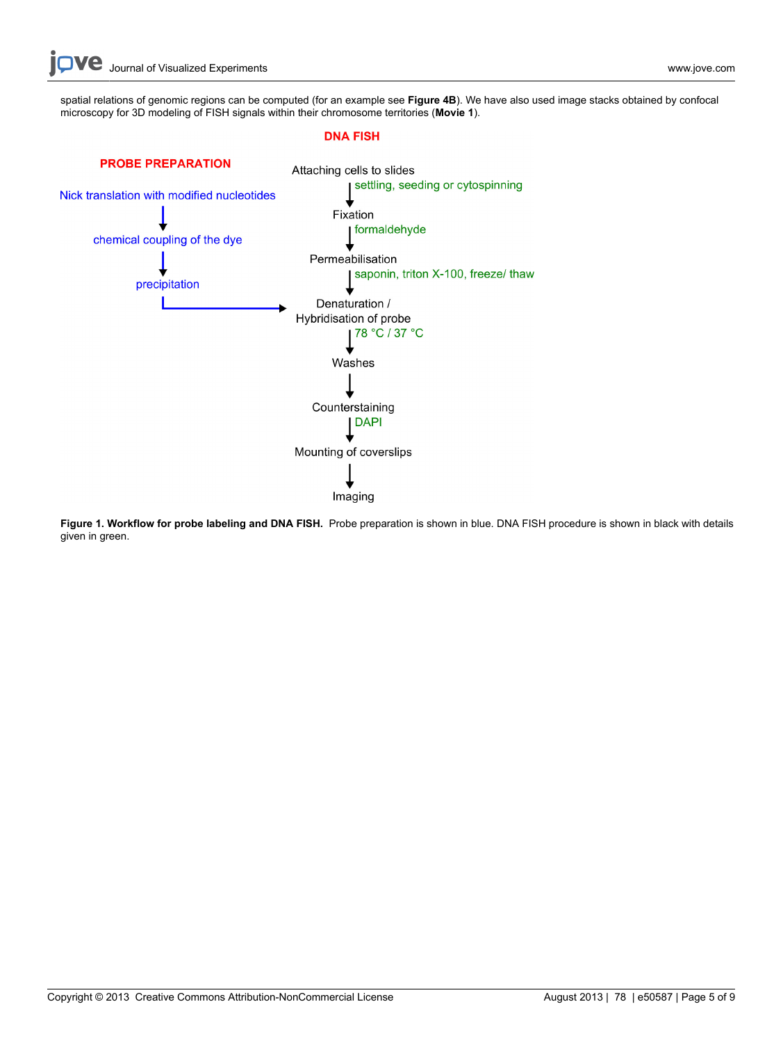spatial relations of genomic regions can be computed (for an example see **Figure 4B**). We have also used image stacks obtained by confocal microscopy for 3D modeling of FISH signals within their chromosome territories (**Movie 1**).

**DNA FISH**

**PROBE PREPARATION**

Nick translation with modified nucleotides
↓
chemical coupling of the dye
↓
precipitation
→ (to Denaturation / Hybridisation of probe)

Attaching cells to slides
↓ settling, seeding or cytospinning
Fixation
↓ formaldehyde
Permeabilisation
↓ saponin, triton X-100, freeze/ thaw
Denaturation / Hybridisation of probe
↓ 78 °C / 37 °C
Washes
↓
Counterstaining
↓ DAPI
Mounting of coverslips
↓
Imaging

**Figure 1. Workflow for probe labeling and DNA FISH.** Probe preparation is shown in blue. DNA FISH procedure is shown in black with details given in green.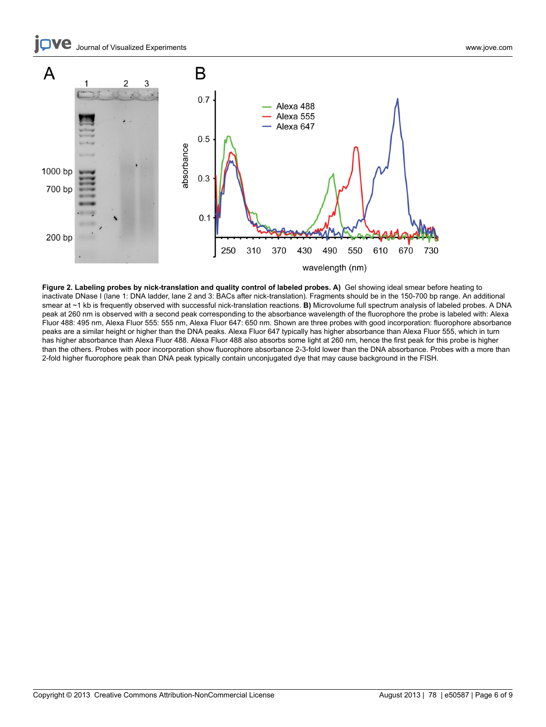**Figure 2. Labeling probes by nick-translation and quality control of labeled probes. A)** Gel showing ideal smear before heating to inactivate DNase I (lane 1: DNA ladder, lane 2 and 3: BACs after nick-translation). Fragments should be in the 150-700 bp range. An additional smear at ~1 kb is frequently observed with successful nick-translation reactions. **B)** Microvolume full spectrum analysis of labeled probes. A DNA peak at 260 nm is observed with a second peak corresponding to the absorbance wavelength of the fluorophore the probe is labeled with: Alexa Fluor 488: 495 nm, Alexa Fluor 555: 555 nm, Alexa Fluor 647: 650 nm. Shown are three probes with good incorporation: fluorophore absorbance peaks are a similar height or higher than the DNA peaks. Alexa Fluor 647 typically has higher absorbance than Alexa Fluor 555, which in turn has higher absorbance than Alexa Fluor 488. Alexa Fluor 488 also absorbs some light at 260 nm, hence the first peak for this probe is higher than the others. Probes with poor incorporation show fluorophore absorbance 2-3-fold lower than the DNA absorbance. Probes with a more than 2-fold higher fluorophore peak than DNA peak typically contain unconjugated dye that may cause background in the FISH.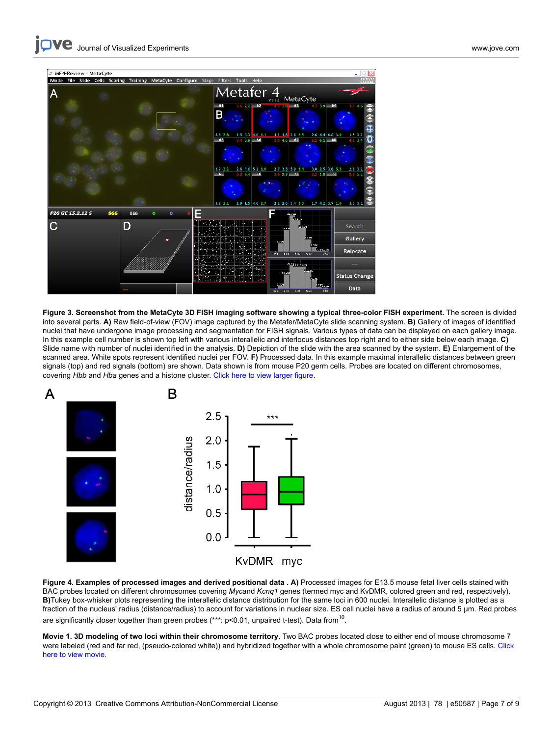**Figure 3. Screenshot from the MetaCyte 3D FISH imaging software showing a typical three-color FISH experiment.** The screen is divided into several parts. **A)** Raw field-of-view (FOV) image captured by the Metafer/MetaCyte slide scanning system. **B)** Gallery of images of identified nuclei that have undergone image processing and segmentation for FISH signals. Various types of data can be displayed on each gallery image. In this example cell number is shown top left with various interallelic and interlocus distances top right and to either side below each image. **C)** Slide name with number of nuclei identified in the analysis. **D)** Depiction of the slide with the area scanned by the system. **E)** Enlargement of the scanned area. White spots represent identified nuclei per FOV. **F)** Processed data. In this example maximal interallelic distances between green signals (top) and red signals (bottom) are shown. Data shown is from mouse P20 germ cells. Probes are located on different chromosomes, covering *Hbb* and *Hba* genes and a histone cluster. Click here to view larger figure.

**Figure 4. Examples of processed images and derived positional data . A)** Processed images for E13.5 mouse fetal liver cells stained with BAC probes located on different chromosomes covering *Myc*and *Kcnq1* genes (termed myc and KvDMR, colored green and red, respectively). **B)**Tukey box-whisker plots representing the interallelic distance distribution for the same loci in 600 nuclei. Interallelic distance is plotted as a fraction of the nucleus' radius (distance/radius) to account for variations in nuclear size. ES cell nuclei have a radius of around 5 μm. Red probes are significantly closer together than green probes (***: $p<0.01$, unpaired t-test). Data from[10].

**Movie 1. 3D modeling of two loci within their chromosome territory**. Two BAC probes located close to either end of mouse chromosome 7 were labeled (red and far red, (pseudo-colored white)) and hybridized together with a whole chromosome paint (green) to mouse ES cells. Click here to view movie.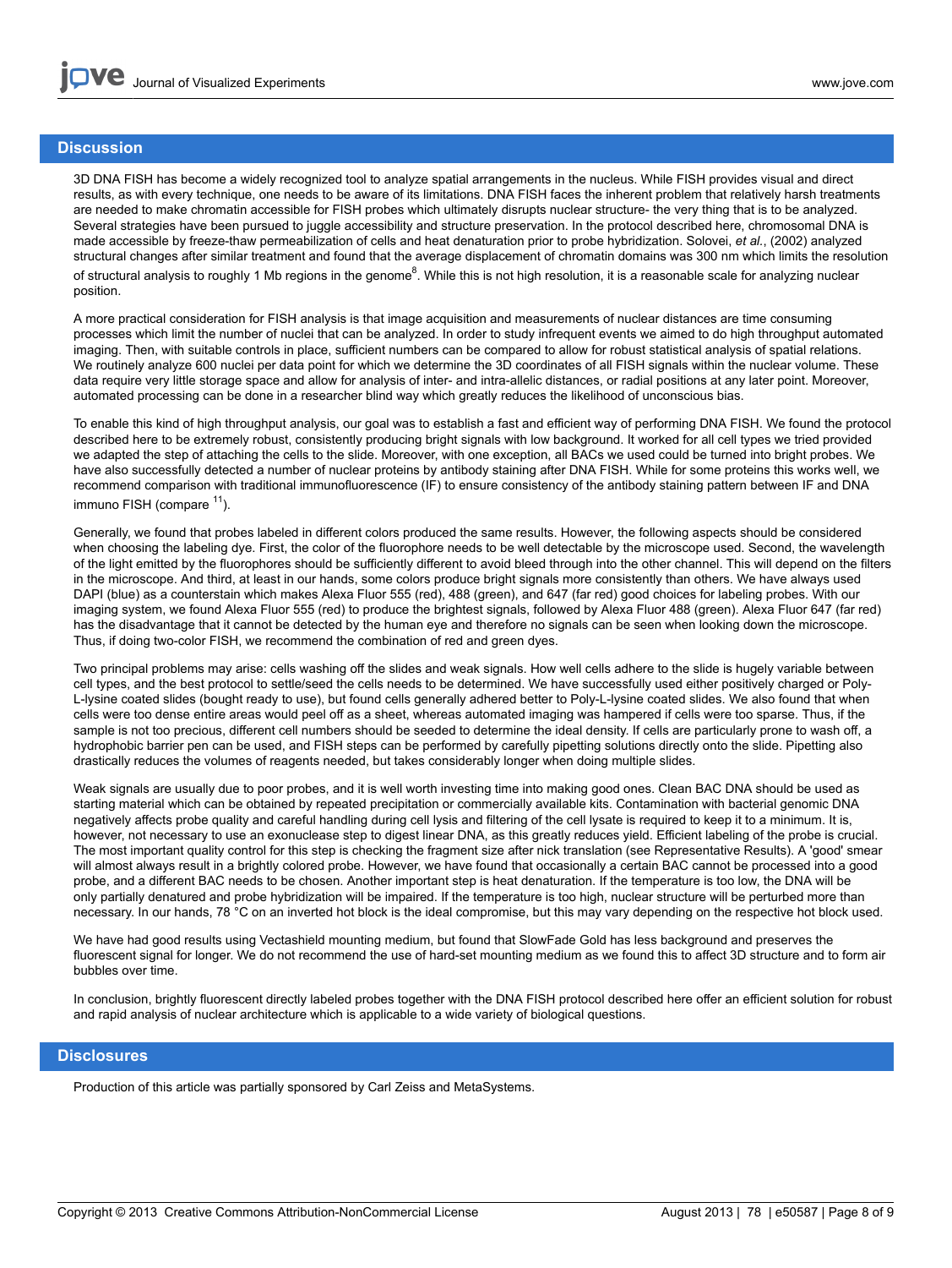## Discussion

3D DNA FISH has become a widely recognized tool to analyze spatial arrangements in the nucleus. While FISH provides visual and direct results, as with every technique, one needs to be aware of its limitations. DNA FISH faces the inherent problem that relatively harsh treatments are needed to make chromatin accessible for FISH probes which ultimately disrupts nuclear structure- the very thing that is to be analyzed. Several strategies have been pursued to juggle accessibility and structure preservation. In the protocol described here, chromosomal DNA is made accessible by freeze-thaw permeabilization of cells and heat denaturation prior to probe hybridization. Solovei, *et al.*, (2002) analyzed structural changes after similar treatment and found that the average displacement of chromatin domains was 300 nm which limits the resolution of structural analysis to roughly 1 Mb regions in the genome[8]. While this is not high resolution, it is a reasonable scale for analyzing nuclear position.

A more practical consideration for FISH analysis is that image acquisition and measurements of nuclear distances are time consuming processes which limit the number of nuclei that can be analyzed. In order to study infrequent events we aimed to do high throughput automated imaging. Then, with suitable controls in place, sufficient numbers can be compared to allow for robust statistical analysis of spatial relations. We routinely analyze 600 nuclei per data point for which we determine the 3D coordinates of all FISH signals within the nuclear volume. These data require very little storage space and allow for analysis of inter- and intra-allelic distances, or radial positions at any later point. Moreover, automated processing can be done in a researcher blind way which greatly reduces the likelihood of unconscious bias.

To enable this kind of high throughput analysis, our goal was to establish a fast and efficient way of performing DNA FISH. We found the protocol described here to be extremely robust, consistently producing bright signals with low background. It worked for all cell types we tried provided we adapted the step of attaching the cells to the slide. Moreover, with one exception, all BACs we used could be turned into bright probes. We have also successfully detected a number of nuclear proteins by antibody staining after DNA FISH. While for some proteins this works well, we recommend comparison with traditional immunofluorescence (IF) to ensure consistency of the antibody staining pattern between IF and DNA immuno FISH (compare [11]).

Generally, we found that probes labeled in different colors produced the same results. However, the following aspects should be considered when choosing the labeling dye. First, the color of the fluorophore needs to be well detectable by the microscope used. Second, the wavelength of the light emitted by the fluorophores should be sufficiently different to avoid bleed through into the other channel. This will depend on the filters in the microscope. And third, at least in our hands, some colors produce bright signals more consistently than others. We have always used DAPI (blue) as a counterstain which makes Alexa Fluor 555 (red), 488 (green), and 647 (far red) good choices for labeling probes. With our imaging system, we found Alexa Fluor 555 (red) to produce the brightest signals, followed by Alexa Fluor 488 (green). Alexa Fluor 647 (far red) has the disadvantage that it cannot be detected by the human eye and therefore no signals can be seen when looking down the microscope. Thus, if doing two-color FISH, we recommend the combination of red and green dyes.

Two principal problems may arise: cells washing off the slides and weak signals. How well cells adhere to the slide is hugely variable between cell types, and the best protocol to settle/seed the cells needs to be determined. We have successfully used either positively charged or Poly-L-lysine coated slides (bought ready to use), but found cells generally adhered better to Poly-L-lysine coated slides. We also found that when cells were too dense entire areas would peel off as a sheet, whereas automated imaging was hampered if cells were too sparse. Thus, if the sample is not too precious, different cell numbers should be seeded to determine the ideal density. If cells are particularly prone to wash off, a hydrophobic barrier pen can be used, and FISH steps can be performed by carefully pipetting solutions directly onto the slide. Pipetting also drastically reduces the volumes of reagents needed, but takes considerably longer when doing multiple slides.

Weak signals are usually due to poor probes, and it is well worth investing time into making good ones. Clean BAC DNA should be used as starting material which can be obtained by repeated precipitation or commercially available kits. Contamination with bacterial genomic DNA negatively affects probe quality and careful handling during cell lysis and filtering of the cell lysate is required to keep it to a minimum. It is, however, not necessary to use an exonuclease step to digest linear DNA, as this greatly reduces yield. Efficient labeling of the probe is crucial. The most important quality control for this step is checking the fragment size after nick translation (see Representative Results). A 'good' smear will almost always result in a brightly colored probe. However, we have found that occasionally a certain BAC cannot be processed into a good probe, and a different BAC needs to be chosen. Another important step is heat denaturation. If the temperature is too low, the DNA will be only partially denatured and probe hybridization will be impaired. If the temperature is too high, nuclear structure will be perturbed more than necessary. In our hands, 78 °C on an inverted hot block is the ideal compromise, but this may vary depending on the respective hot block used.

We have had good results using Vectashield mounting medium, but found that SlowFade Gold has less background and preserves the fluorescent signal for longer. We do not recommend the use of hard-set mounting medium as we found this to affect 3D structure and to form air bubbles over time.

In conclusion, brightly fluorescent directly labeled probes together with the DNA FISH protocol described here offer an efficient solution for robust and rapid analysis of nuclear architecture which is applicable to a wide variety of biological questions.

## Disclosures

Production of this article was partially sponsored by Carl Zeiss and MetaSystems.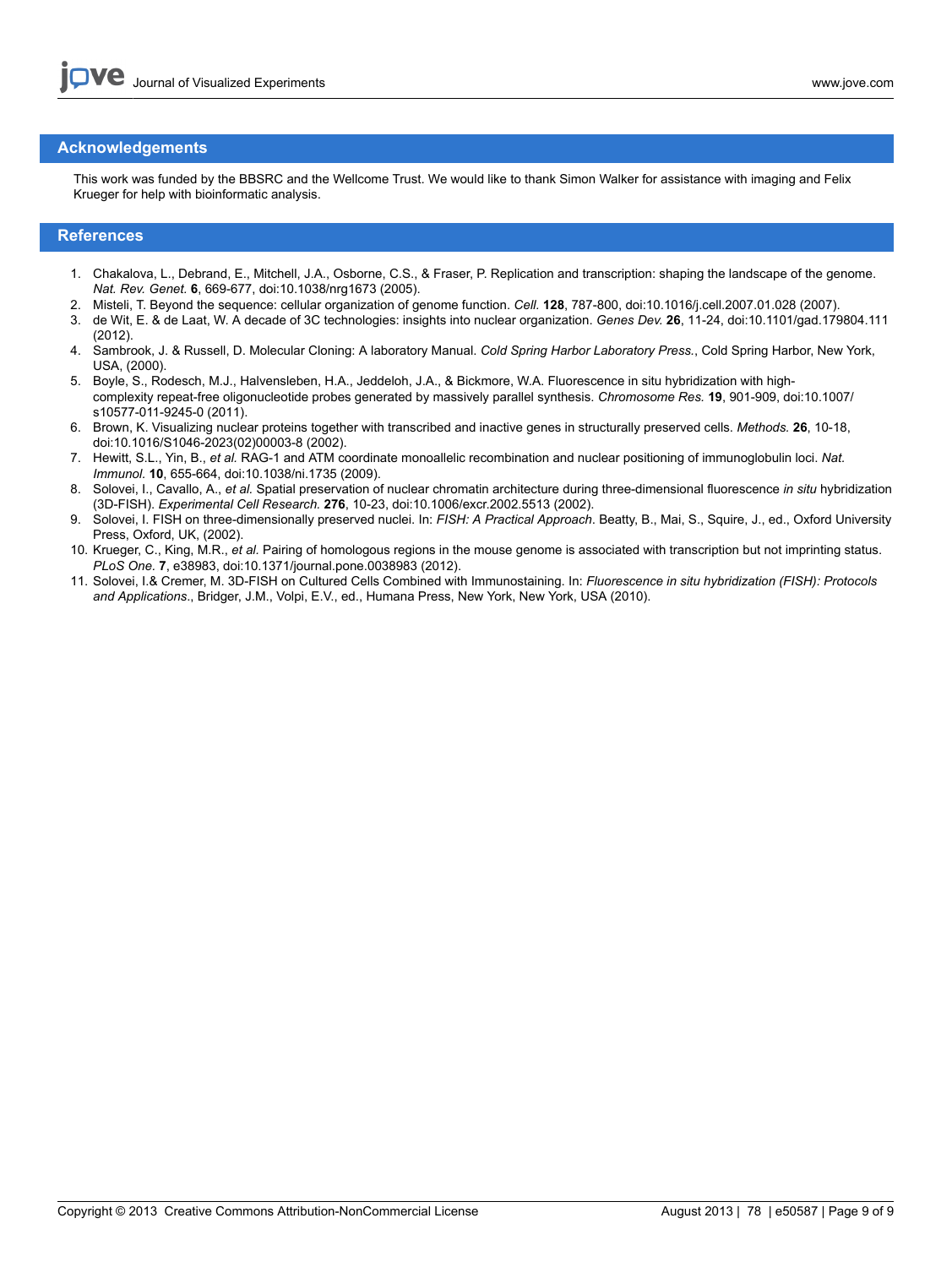## Acknowledgements

This work was funded by the BBSRC and the Wellcome Trust. We would like to thank Simon Walker for assistance with imaging and Felix Krueger for help with bioinformatic analysis.

## References

1. Chakalova, L., Debrand, E., Mitchell, J.A., Osborne, C.S., & Fraser, P. Replication and transcription: shaping the landscape of the genome. *Nat. Rev. Genet.* **6**, 669-677, doi:10.1038/nrg1673 (2005).
2. Misteli, T. Beyond the sequence: cellular organization of genome function. *Cell.* **128**, 787-800, doi:10.1016/j.cell.2007.01.028 (2007).
3. de Wit, E. & de Laat, W. A decade of 3C technologies: insights into nuclear organization. *Genes Dev.* **26**, 11-24, doi:10.1101/gad.179804.111 (2012).
4. Sambrook, J. & Russell, D. Molecular Cloning: A laboratory Manual. *Cold Spring Harbor Laboratory Press.*, Cold Spring Harbor, New York, USA, (2000).
5. Boyle, S., Rodesch, M.J., Halvensleben, H.A., Jeddeloh, J.A., & Bickmore, W.A. Fluorescence in situ hybridization with high-complexity repeat-free oligonucleotide probes generated by massively parallel synthesis. *Chromosome Res.* **19**, 901-909, doi:10.1007/s10577-011-9245-0 (2011).
6. Brown, K. Visualizing nuclear proteins together with transcribed and inactive genes in structurally preserved cells. *Methods.* **26**, 10-18, doi:10.1016/S1046-2023(02)00003-8 (2002).
7. Hewitt, S.L., Yin, B., *et al.* RAG-1 and ATM coordinate monoallelic recombination and nuclear positioning of immunoglobulin loci. *Nat. Immunol.* **10**, 655-664, doi:10.1038/ni.1735 (2009).
8. Solovei, I., Cavallo, A., *et al.* Spatial preservation of nuclear chromatin architecture during three-dimensional fluorescence *in situ* hybridization (3D-FISH). *Experimental Cell Research.* **276**, 10-23, doi:10.1006/excr.2002.5513 (2002).
9. Solovei, I. FISH on three-dimensionally preserved nuclei. In: *FISH: A Practical Approach*. Beatty, B., Mai, S., Squire, J., ed., Oxford University Press, Oxford, UK, (2002).
10. Krueger, C., King, M.R., *et al.* Pairing of homologous regions in the mouse genome is associated with transcription but not imprinting status. *PLoS One*. **7**, e38983, doi:10.1371/journal.pone.0038983 (2012).
11. Solovei, I.& Cremer, M. 3D-FISH on Cultured Cells Combined with Immunostaining. In: *Fluorescence in situ hybridization (FISH): Protocols and Applications*., Bridger, J.M., Volpi, E.V., ed., Humana Press, New York, New York, USA (2010).